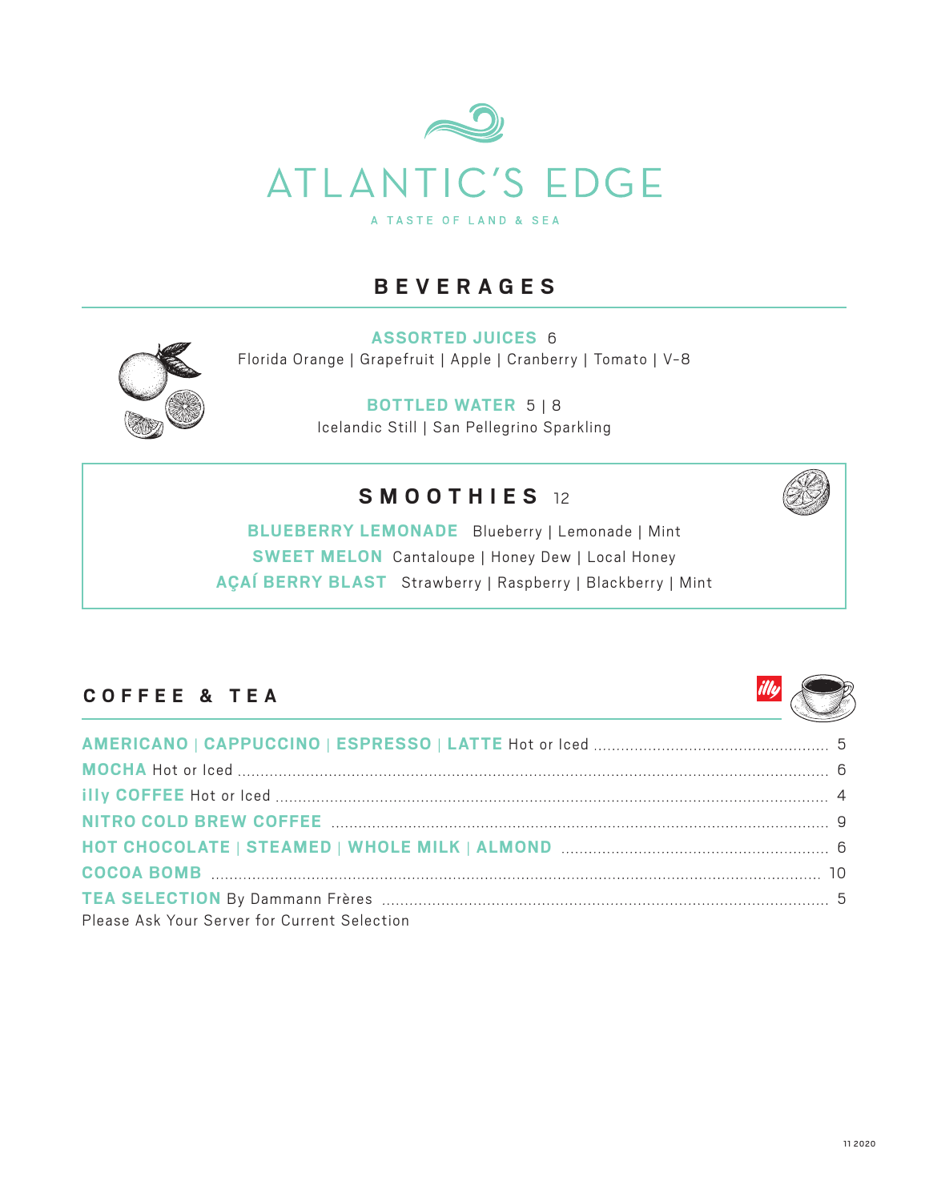# ATLANTIC'S EDGE

A TASTE OF LAND & SEA

## BEVERAGES

**ASSORTED JUICES** 6
Florida Orange | Grapefruit | Apple | Cranberry | Tomato | V-8

**BOTTLED WATER** 5 | 8
Icelandic Still | San Pellegrino Sparkling

## SMOOTHIES 12

**BLUEBERRY LEMONADE** Blueberry | Lemonade | Mint
**SWEET MELON** Cantaloupe | Honey Dew | Local Honey
**AÇAÍ BERRY BLAST** Strawberry | Raspberry | Blackberry | Mint

## COFFEE & TEA

illy

**AMERICANO | CAPPUCCINO | ESPRESSO | LATTE** Hot or Iced ........ 5
**MOCHA** Hot or Iced ........ 6
**illy COFFEE** Hot or Iced ........ 4
**NITRO COLD BREW COFFEE** ........ 9
**HOT CHOCOLATE | STEAMED | WHOLE MILK | ALMOND** ........ 6
**COCOA BOMB** ........ 10
**TEA SELECTION** By Dammann Frères ........ 5
Please Ask Your Server for Current Selection

11 2020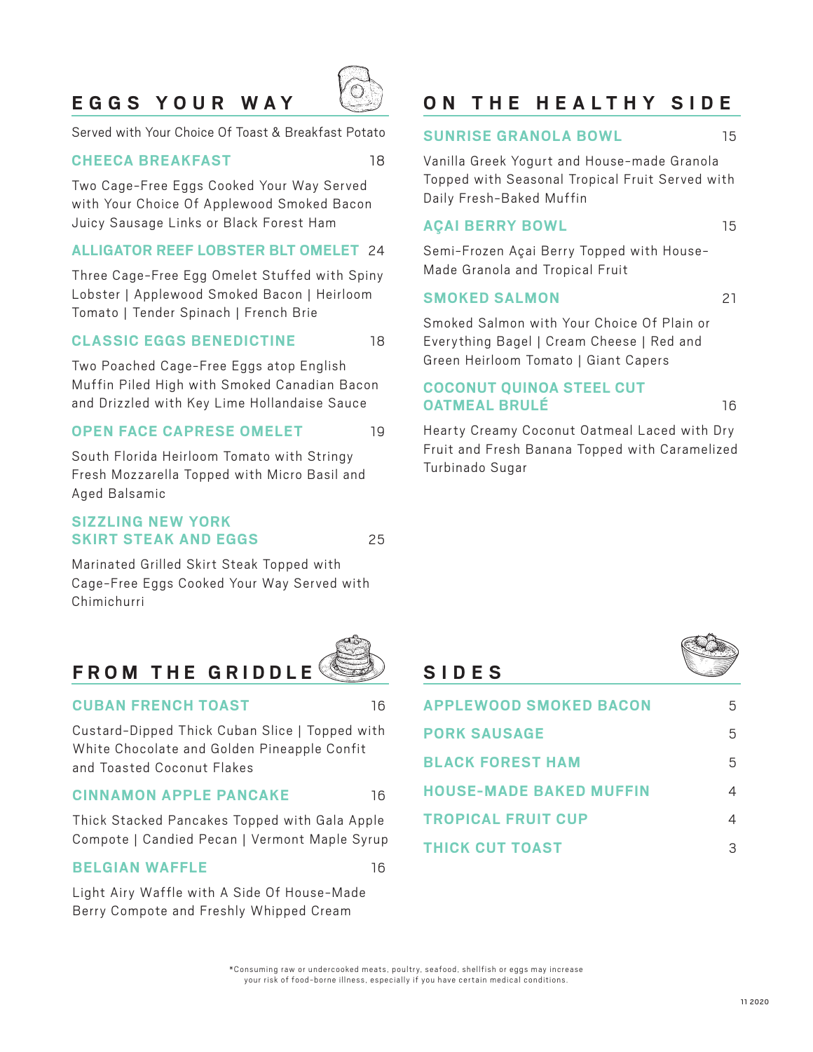## EGGS YOUR WAY

Served with Your Choice Of Toast & Breakfast Potato

### CHEECA BREAKFAST 18

Two Cage-Free Eggs Cooked Your Way Served with Your Choice Of Applewood Smoked Bacon Juicy Sausage Links or Black Forest Ham

### ALLIGATOR REEF LOBSTER BLT OMELET 24

Three Cage-Free Egg Omelet Stuffed with Spiny Lobster | Applewood Smoked Bacon | Heirloom Tomato | Tender Spinach | French Brie

### CLASSIC EGGS BENEDICTINE 18

Two Poached Cage-Free Eggs atop English Muffin Piled High with Smoked Canadian Bacon and Drizzled with Key Lime Hollandaise Sauce

### OPEN FACE CAPRESE OMELET 19

South Florida Heirloom Tomato with Stringy Fresh Mozzarella Topped with Micro Basil and Aged Balsamic

### SIZZLING NEW YORK SKIRT STEAK AND EGGS 25

Marinated Grilled Skirt Steak Topped with Cage-Free Eggs Cooked Your Way Served with Chimichurri

## ON THE HEALTHY SIDE

### SUNRISE GRANOLA BOWL 15

Vanilla Greek Yogurt and House-made Granola Topped with Seasonal Tropical Fruit Served with Daily Fresh-Baked Muffin

### AÇAI BERRY BOWL 15

Semi-Frozen Açai Berry Topped with House-Made Granola and Tropical Fruit

### SMOKED SALMON 21

Smoked Salmon with Your Choice Of Plain or Everything Bagel | Cream Cheese | Red and Green Heirloom Tomato | Giant Capers

### COCONUT QUINOA STEEL CUT OATMEAL BRULÉ 16

Hearty Creamy Coconut Oatmeal Laced with Dry Fruit and Fresh Banana Topped with Caramelized Turbinado Sugar

## FROM THE GRIDDLE

### CUBAN FRENCH TOAST 16

Custard-Dipped Thick Cuban Slice | Topped with White Chocolate and Golden Pineapple Confit and Toasted Coconut Flakes

### CINNAMON APPLE PANCAKE 16

Thick Stacked Pancakes Topped with Gala Apple Compote | Candied Pecan | Vermont Maple Syrup

### BELGIAN WAFFLE 16

Light Airy Waffle with A Side Of House-Made Berry Compote and Freshly Whipped Cream

## SIDES

| | |
|---|---|
| APPLEWOOD SMOKED BACON | 5 |
| PORK SAUSAGE | 5 |
| BLACK FOREST HAM | 5 |
| HOUSE-MADE BAKED MUFFIN | 4 |
| TROPICAL FRUIT CUP | 4 |
| THICK CUT TOAST | 3 |

*Consuming raw or undercooked meats, poultry, seafood, shellfish or eggs may increase your risk of food-borne illness, especially if you have certain medical conditions.

11 2020